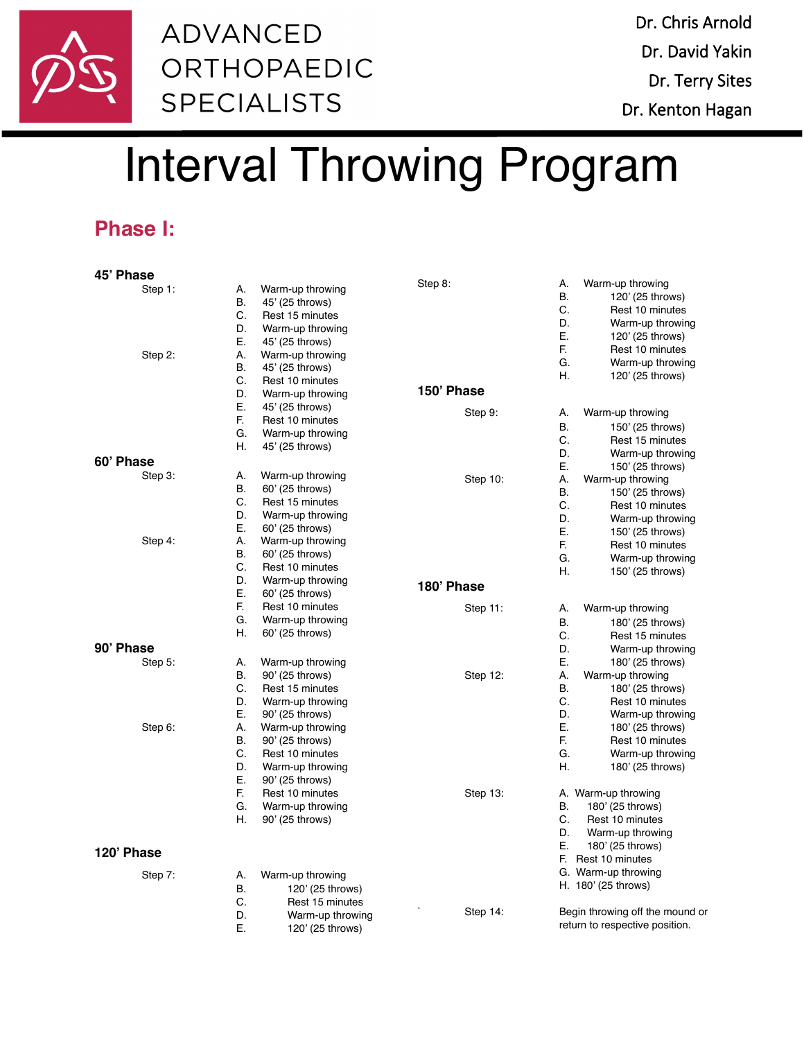ADVANCED ORTHOPAEDIC SPECIALISTS

Dr. Chris Arnold
Dr. David Yakin
Dr. Terry Sites
Dr. Kenton Hagan

# Interval Throwing Program

## Phase I:

### 45' Phase

Step 1:

A. Warm-up throwing
B. 45' (25 throws)
C. Rest 15 minutes
D. Warm-up throwing
E. 45' (25 throws)

Step 2:

A. Warm-up throwing
B. 45' (25 throws)
C. Rest 10 minutes
D. Warm-up throwing
E. 45' (25 throws)
F. Rest 10 minutes
G. Warm-up throwing
H. 45' (25 throws)

### 60' Phase

Step 3:

A. Warm-up throwing
B. 60' (25 throws)
C. Rest 15 minutes
D. Warm-up throwing
E. 60' (25 throws)

Step 4:

A. Warm-up throwing
B. 60' (25 throws)
C. Rest 10 minutes
D. Warm-up throwing
E. 60' (25 throws)
F. Rest 10 minutes
G. Warm-up throwing
H. 60' (25 throws)

### 90' Phase

Step 5:

A. Warm-up throwing
B. 90' (25 throws)
C. Rest 15 minutes
D. Warm-up throwing
E. 90' (25 throws)

Step 6:

A. Warm-up throwing
B. 90' (25 throws)
C. Rest 10 minutes
D. Warm-up throwing
E. 90' (25 throws)
F. Rest 10 minutes
G. Warm-up throwing
H. 90' (25 throws)

### 120' Phase

Step 7:

A. Warm-up throwing
B. 120' (25 throws)
C. Rest 15 minutes
D. Warm-up throwing
E. 120' (25 throws)

Step 8:

A. Warm-up throwing
B. 120' (25 throws)
C. Rest 10 minutes
D. Warm-up throwing
E. 120' (25 throws)
F. Rest 10 minutes
G. Warm-up throwing
H. 120' (25 throws)

### 150' Phase

Step 9:

A. Warm-up throwing
B. 150' (25 throws)
C. Rest 15 minutes
D. Warm-up throwing
E. 150' (25 throws)

Step 10:

A. Warm-up throwing
B. 150' (25 throws)
C. Rest 10 minutes
D. Warm-up throwing
E. 150' (25 throws)
F. Rest 10 minutes
G. Warm-up throwing
H. 150' (25 throws)

### 180' Phase

Step 11:

A. Warm-up throwing
B. 180' (25 throws)
C. Rest 15 minutes
D. Warm-up throwing
E. 180' (25 throws)

Step 12:

A. Warm-up throwing
B. 180' (25 throws)
C. Rest 10 minutes
D. Warm-up throwing
E. 180' (25 throws)
F. Rest 10 minutes
G. Warm-up throwing
H. 180' (25 throws)

Step 13:

A. Warm-up throwing
B. 180' (25 throws)
C. Rest 10 minutes
D. Warm-up throwing
E. 180' (25 throws)
F. Rest 10 minutes
G. Warm-up throwing
H. 180' (25 throws)

Step 14:

Begin throwing off the mound or return to respective position.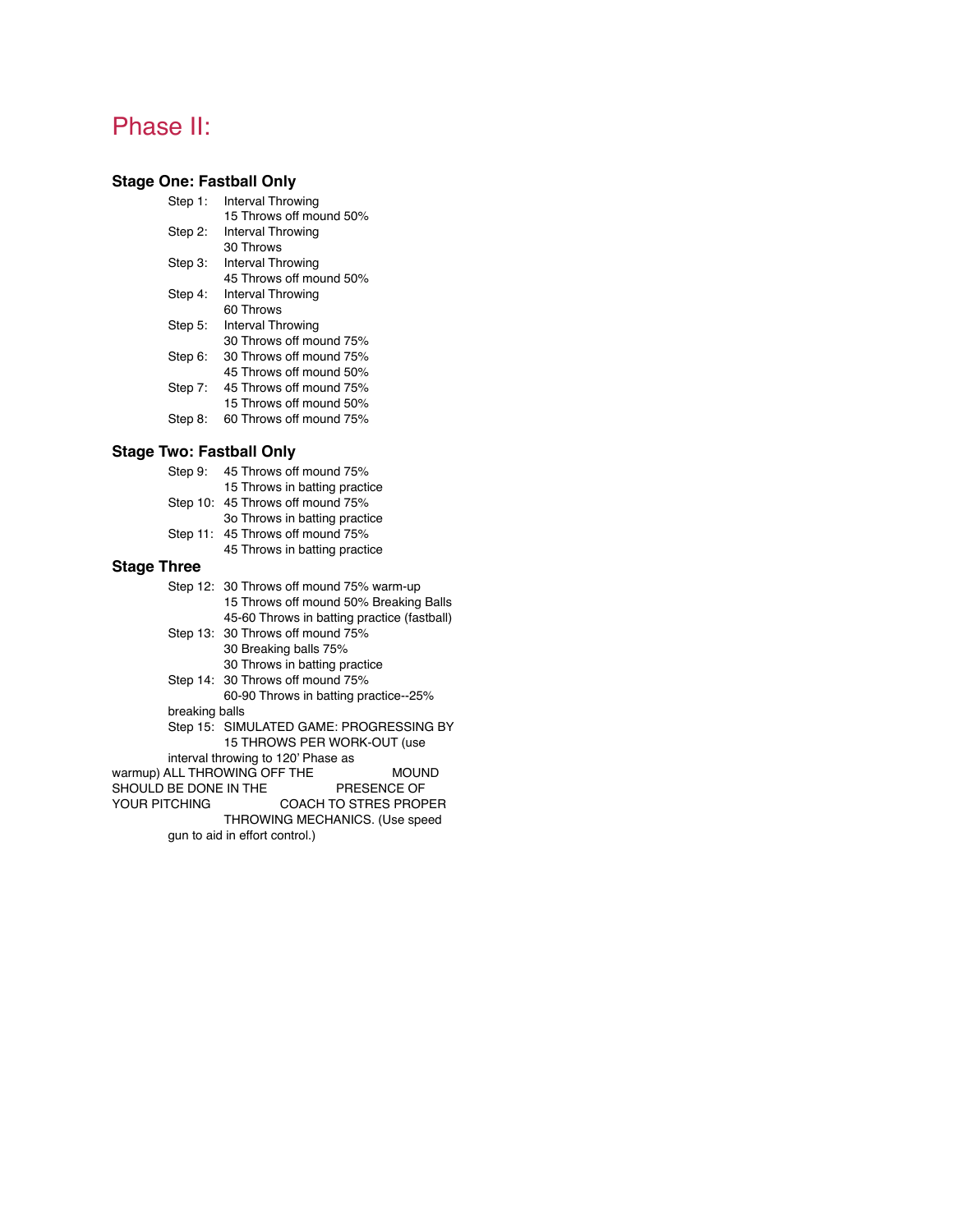# Phase II:

### Stage One: Fastball Only

Step 1: Interval Throwing
15 Throws off mound 50%

Step 2: Interval Throwing
30 Throws

Step 3: Interval Throwing
45 Throws off mound 50%

Step 4: Interval Throwing
60 Throws

Step 5: Interval Throwing
30 Throws off mound 75%

Step 6: 30 Throws off mound 75%
45 Throws off mound 50%

Step 7: 45 Throws off mound 75%
15 Throws off mound 50%

Step 8: 60 Throws off mound 75%

### Stage Two: Fastball Only

Step 9: 45 Throws off mound 75%
15 Throws in batting practice

Step 10: 45 Throws off mound 75%
3o Throws in batting practice

Step 11: 45 Throws off mound 75%
45 Throws in batting practice

### Stage Three

Step 12: 30 Throws off mound 75% warm-up
15 Throws off mound 50% Breaking Balls
45-60 Throws in batting practice (fastball)

Step 13: 30 Throws off mound 75%
30 Breaking balls 75%
30 Throws in batting practice

Step 14: 30 Throws off mound 75%
60-90 Throws in batting practice--25% breaking balls

Step 15: SIMULATED GAME: PROGRESSING BY 15 THROWS PER WORK-OUT (use interval throwing to 120' Phase as warmup) ALL THROWING OFF THE MOUND SHOULD BE DONE IN THE PRESENCE OF YOUR PITCHING COACH TO STRES PROPER THROWING MECHANICS. (Use speed gun to aid in effort control.)